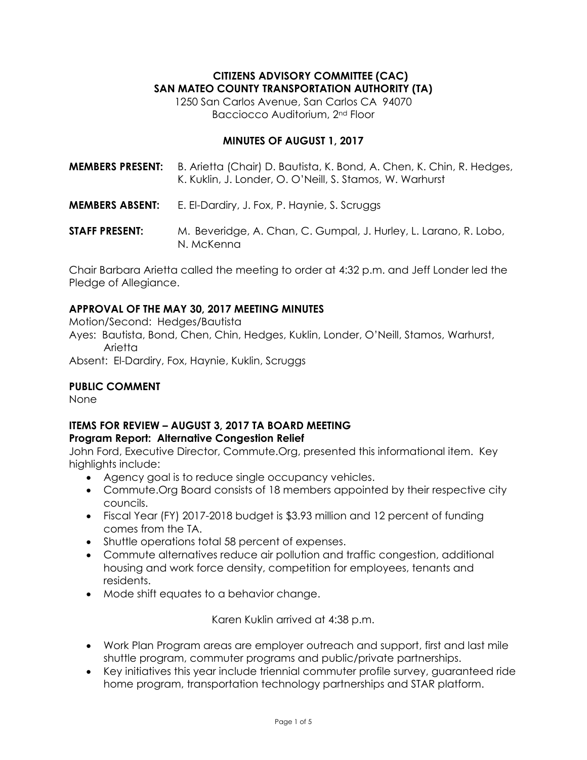**CITIZENS ADVISORY COMMITTEE (CAC)**
**SAN MATEO COUNTY TRANSPORTATION AUTHORITY (TA)**

1250 San Carlos Avenue, San Carlos CA 94070
Bacciocco Auditorium, 2nd Floor

**MINUTES OF AUGUST 1, 2017**

**MEMBERS PRESENT:** B. Arietta (Chair) D. Bautista, K. Bond, A. Chen, K. Chin, R. Hedges, K. Kuklin, J. Londer, O. O'Neill, S. Stamos, W. Warhurst

**MEMBERS ABSENT:** E. El-Dardiry, J. Fox, P. Haynie, S. Scruggs

**STAFF PRESENT:** M. Beveridge, A. Chan, C. Gumpal, J. Hurley, L. Larano, R. Lobo, N. McKenna

Chair Barbara Arietta called the meeting to order at 4:32 p.m. and Jeff Londer led the Pledge of Allegiance.

**APPROVAL OF THE MAY 30, 2017 MEETING MINUTES**

Motion/Second: Hedges/Bautista
Ayes: Bautista, Bond, Chen, Chin, Hedges, Kuklin, Londer, O'Neill, Stamos, Warhurst, Arietta
Absent: El-Dardiry, Fox, Haynie, Kuklin, Scruggs

**PUBLIC COMMENT**

None

**ITEMS FOR REVIEW – AUGUST 3, 2017 TA BOARD MEETING**

**Program Report: Alternative Congestion Relief**

John Ford, Executive Director, Commute.Org, presented this informational item. Key highlights include:

- Agency goal is to reduce single occupancy vehicles.
- Commute.Org Board consists of 18 members appointed by their respective city councils.
- Fiscal Year (FY) 2017-2018 budget is $3.93 million and 12 percent of funding comes from the TA.
- Shuttle operations total 58 percent of expenses.
- Commute alternatives reduce air pollution and traffic congestion, additional housing and work force density, competition for employees, tenants and residents.
- Mode shift equates to a behavior change.

Karen Kuklin arrived at 4:38 p.m.

- Work Plan Program areas are employer outreach and support, first and last mile shuttle program, commuter programs and public/private partnerships.
- Key initiatives this year include triennial commuter profile survey, guaranteed ride home program, transportation technology partnerships and STAR platform.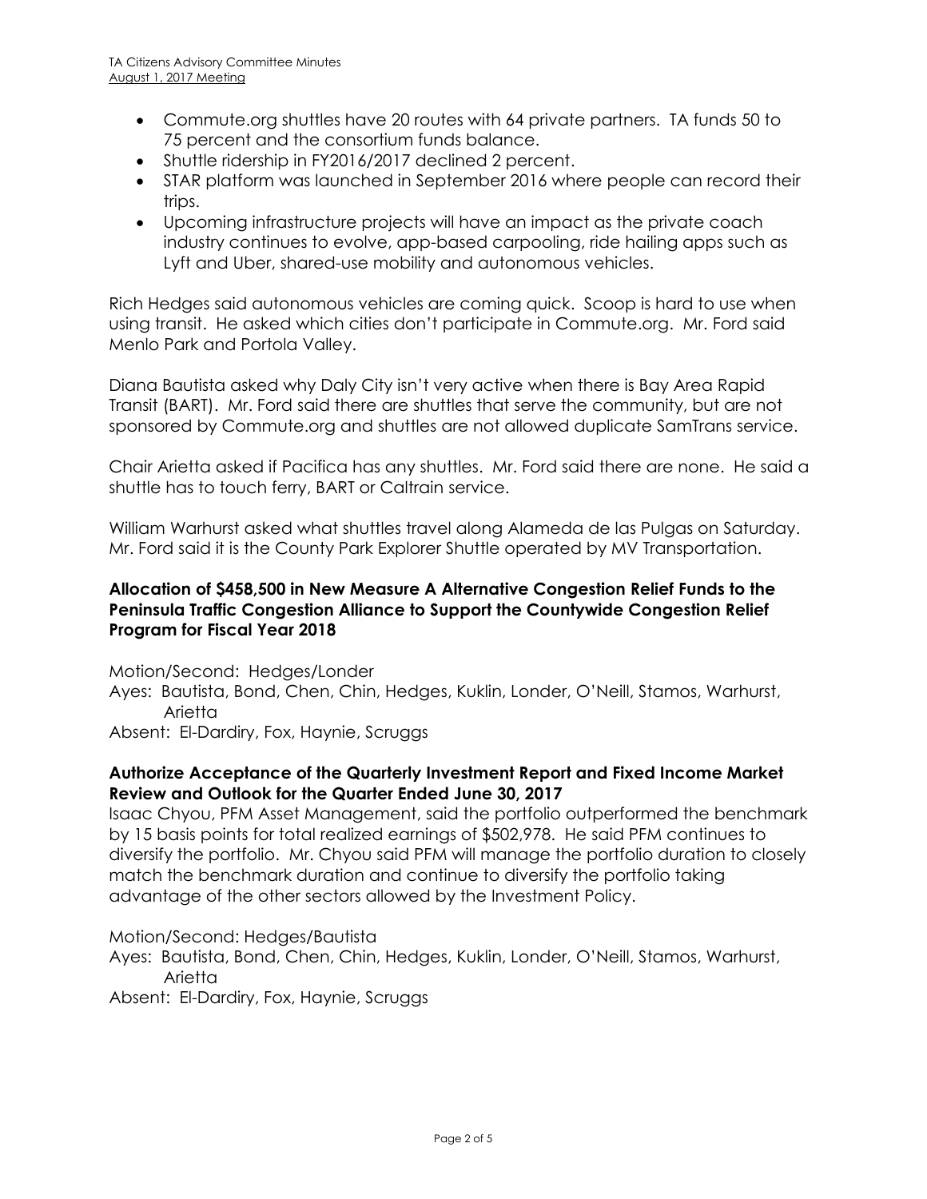- Commute.org shuttles have 20 routes with 64 private partners. TA funds 50 to 75 percent and the consortium funds balance.
- Shuttle ridership in FY2016/2017 declined 2 percent.
- STAR platform was launched in September 2016 where people can record their trips.
- Upcoming infrastructure projects will have an impact as the private coach industry continues to evolve, app-based carpooling, ride hailing apps such as Lyft and Uber, shared-use mobility and autonomous vehicles.

Rich Hedges said autonomous vehicles are coming quick. Scoop is hard to use when using transit. He asked which cities don't participate in Commute.org. Mr. Ford said Menlo Park and Portola Valley.

Diana Bautista asked why Daly City isn't very active when there is Bay Area Rapid Transit (BART). Mr. Ford said there are shuttles that serve the community, but are not sponsored by Commute.org and shuttles are not allowed duplicate SamTrans service.

Chair Arietta asked if Pacifica has any shuttles. Mr. Ford said there are none. He said a shuttle has to touch ferry, BART or Caltrain service.

William Warhurst asked what shuttles travel along Alameda de las Pulgas on Saturday. Mr. Ford said it is the County Park Explorer Shuttle operated by MV Transportation.

**Allocation of $458,500 in New Measure A Alternative Congestion Relief Funds to the Peninsula Traffic Congestion Alliance to Support the Countywide Congestion Relief Program for Fiscal Year 2018**

Motion/Second: Hedges/Londer
Ayes: Bautista, Bond, Chen, Chin, Hedges, Kuklin, Londer, O'Neill, Stamos, Warhurst, Arietta
Absent: El-Dardiry, Fox, Haynie, Scruggs

**Authorize Acceptance of the Quarterly Investment Report and Fixed Income Market Review and Outlook for the Quarter Ended June 30, 2017**

Isaac Chyou, PFM Asset Management, said the portfolio outperformed the benchmark by 15 basis points for total realized earnings of $502,978. He said PFM continues to diversify the portfolio. Mr. Chyou said PFM will manage the portfolio duration to closely match the benchmark duration and continue to diversify the portfolio taking advantage of the other sectors allowed by the Investment Policy.

Motion/Second: Hedges/Bautista
Ayes: Bautista, Bond, Chen, Chin, Hedges, Kuklin, Londer, O'Neill, Stamos, Warhurst, Arietta
Absent: El-Dardiry, Fox, Haynie, Scruggs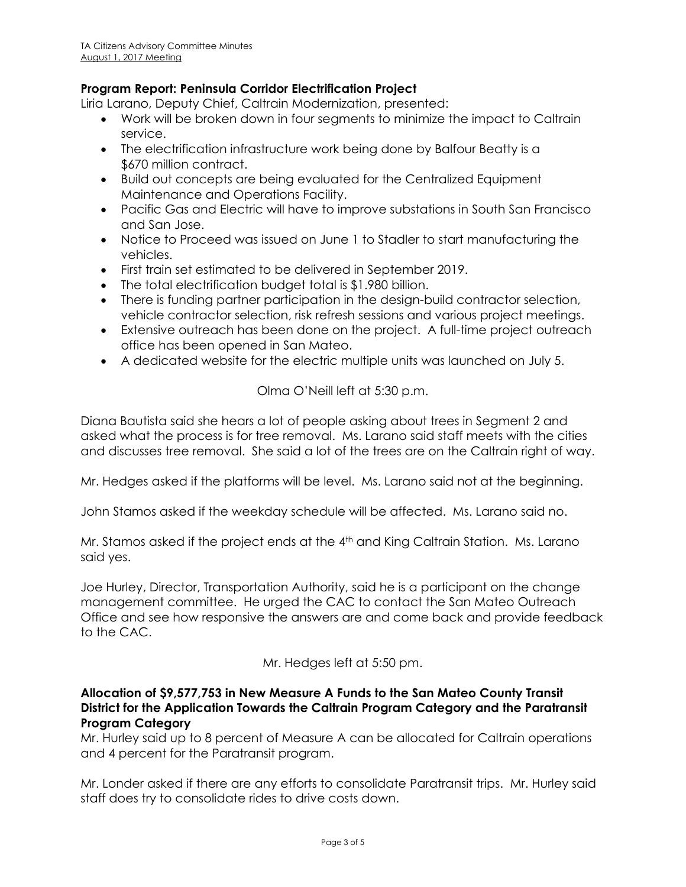**Program Report: Peninsula Corridor Electrification Project**

Liria Larano, Deputy Chief, Caltrain Modernization, presented:

- Work will be broken down in four segments to minimize the impact to Caltrain service.
- The electrification infrastructure work being done by Balfour Beatty is a $670 million contract.
- Build out concepts are being evaluated for the Centralized Equipment Maintenance and Operations Facility.
- Pacific Gas and Electric will have to improve substations in South San Francisco and San Jose.
- Notice to Proceed was issued on June 1 to Stadler to start manufacturing the vehicles.
- First train set estimated to be delivered in September 2019.
- The total electrification budget total is $1.980 billion.
- There is funding partner participation in the design-build contractor selection, vehicle contractor selection, risk refresh sessions and various project meetings.
- Extensive outreach has been done on the project. A full-time project outreach office has been opened in San Mateo.
- A dedicated website for the electric multiple units was launched on July 5.

Olma O'Neill left at 5:30 p.m.

Diana Bautista said she hears a lot of people asking about trees in Segment 2 and asked what the process is for tree removal. Ms. Larano said staff meets with the cities and discusses tree removal. She said a lot of the trees are on the Caltrain right of way.

Mr. Hedges asked if the platforms will be level. Ms. Larano said not at the beginning.

John Stamos asked if the weekday schedule will be affected. Ms. Larano said no.

Mr. Stamos asked if the project ends at the 4th and King Caltrain Station. Ms. Larano said yes.

Joe Hurley, Director, Transportation Authority, said he is a participant on the change management committee. He urged the CAC to contact the San Mateo Outreach Office and see how responsive the answers are and come back and provide feedback to the CAC.

Mr. Hedges left at 5:50 pm.

**Allocation of $9,577,753 in New Measure A Funds to the San Mateo County Transit District for the Application Towards the Caltrain Program Category and the Paratransit Program Category**

Mr. Hurley said up to 8 percent of Measure A can be allocated for Caltrain operations and 4 percent for the Paratransit program.

Mr. Londer asked if there are any efforts to consolidate Paratransit trips. Mr. Hurley said staff does try to consolidate rides to drive costs down.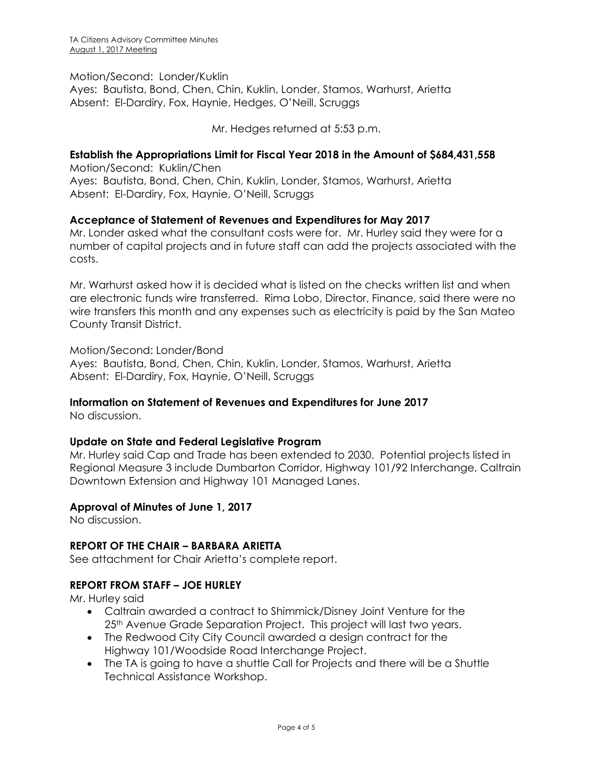Motion/Second: Londer/Kuklin
Ayes: Bautista, Bond, Chen, Chin, Kuklin, Londer, Stamos, Warhurst, Arietta
Absent: El-Dardiry, Fox, Haynie, Hedges, O'Neill, Scruggs

Mr. Hedges returned at 5:53 p.m.

**Establish the Appropriations Limit for Fiscal Year 2018 in the Amount of $684,431,558**
Motion/Second: Kuklin/Chen
Ayes: Bautista, Bond, Chen, Chin, Kuklin, Londer, Stamos, Warhurst, Arietta
Absent: El-Dardiry, Fox, Haynie, O'Neill, Scruggs

**Acceptance of Statement of Revenues and Expenditures for May 2017**
Mr. Londer asked what the consultant costs were for. Mr. Hurley said they were for a number of capital projects and in future staff can add the projects associated with the costs.

Mr. Warhurst asked how it is decided what is listed on the checks written list and when are electronic funds wire transferred. Rima Lobo, Director, Finance, said there were no wire transfers this month and any expenses such as electricity is paid by the San Mateo County Transit District.

Motion/Second: Londer/Bond
Ayes: Bautista, Bond, Chen, Chin, Kuklin, Londer, Stamos, Warhurst, Arietta
Absent: El-Dardiry, Fox, Haynie, O'Neill, Scruggs

**Information on Statement of Revenues and Expenditures for June 2017**
No discussion.

**Update on State and Federal Legislative Program**
Mr. Hurley said Cap and Trade has been extended to 2030. Potential projects listed in Regional Measure 3 include Dumbarton Corridor, Highway 101/92 Interchange, Caltrain Downtown Extension and Highway 101 Managed Lanes.

**Approval of Minutes of June 1, 2017**
No discussion.

**REPORT OF THE CHAIR – BARBARA ARIETTA**
See attachment for Chair Arietta's complete report.

**REPORT FROM STAFF – JOE HURLEY**
Mr. Hurley said

- Caltrain awarded a contract to Shimmick/Disney Joint Venture for the 25th Avenue Grade Separation Project. This project will last two years.
- The Redwood City City Council awarded a design contract for the Highway 101/Woodside Road Interchange Project.
- The TA is going to have a shuttle Call for Projects and there will be a Shuttle Technical Assistance Workshop.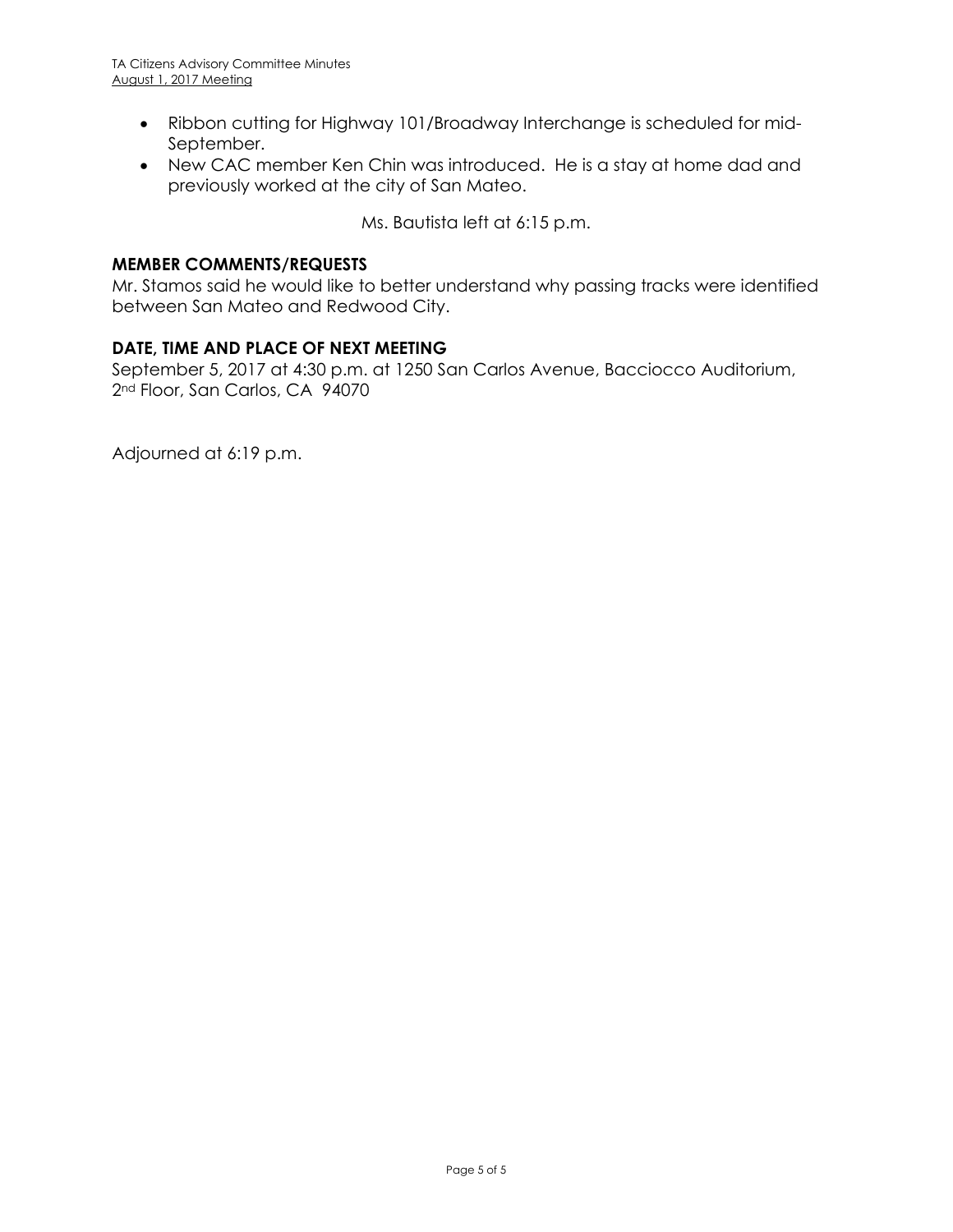- Ribbon cutting for Highway 101/Broadway Interchange is scheduled for mid-September.
- New CAC member Ken Chin was introduced. He is a stay at home dad and previously worked at the city of San Mateo.

Ms. Bautista left at 6:15 p.m.

**MEMBER COMMENTS/REQUESTS**

Mr. Stamos said he would like to better understand why passing tracks were identified between San Mateo and Redwood City.

**DATE, TIME AND PLACE OF NEXT MEETING**

September 5, 2017 at 4:30 p.m. at 1250 San Carlos Avenue, Bacciocco Auditorium, 2nd Floor, San Carlos, CA 94070

Adjourned at 6:19 p.m.